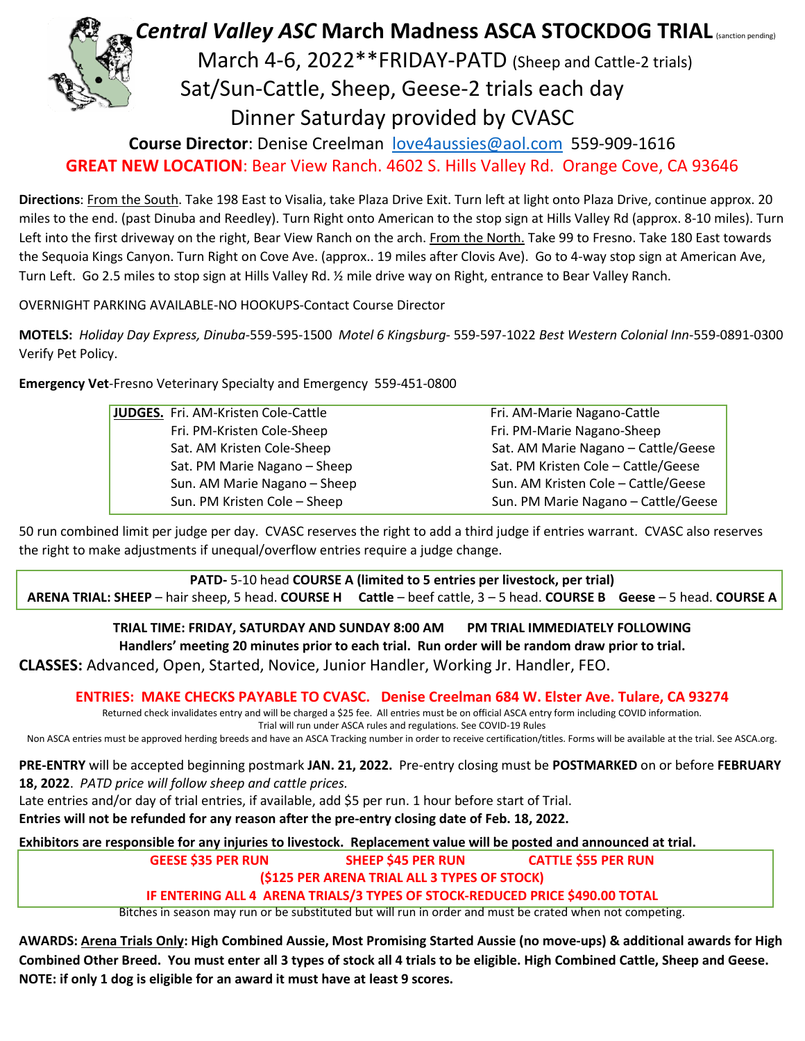# *Central Valley ASC* March Madness ASCA STOCKDOG TRIAL (sanction pending)

March 4-6, 2022**FRIDAY-PATD (Sheep and Cattle-2 trials)

Sat/Sun-Cattle, Sheep, Geese-2 trials each day

Dinner Saturday provided by CVASC

**Course Director**: Denise Creelman love4aussies@aol.com 559-909-1616

**GREAT NEW LOCATION**: Bear View Ranch. 4602 S. Hills Valley Rd. Orange Cove, CA 93646

**Directions**: From the South. Take 198 East to Visalia, take Plaza Drive Exit. Turn left at light onto Plaza Drive, continue approx. 20 miles to the end. (past Dinuba and Reedley). Turn Right onto American to the stop sign at Hills Valley Rd (approx. 8-10 miles). Turn Left into the first driveway on the right, Bear View Ranch on the arch. From the North. Take 99 to Fresno. Take 180 East towards the Sequoia Kings Canyon. Turn Right on Cove Ave. (approx.. 19 miles after Clovis Ave). Go to 4-way stop sign at American Ave, Turn Left. Go 2.5 miles to stop sign at Hills Valley Rd. ½ mile drive way on Right, entrance to Bear Valley Ranch.

OVERNIGHT PARKING AVAILABLE-NO HOOKUPS-Contact Course Director

**MOTELS:** *Holiday Day Express, Dinuba*-559-595-1500 *Motel 6 Kingsburg*- 559-597-1022 *Best Western Colonial Inn*-559-0891-0300 Verify Pet Policy.

**Emergency Vet**-Fresno Veterinary Specialty and Emergency 559-451-0800

| **JUDGES.** | | |
|---|---|---|
| | Fri. AM-Kristen Cole-Cattle | Fri. AM-Marie Nagano-Cattle |
| | Fri. PM-Kristen Cole-Sheep | Fri. PM-Marie Nagano-Sheep |
| | Sat. AM Kristen Cole-Sheep | Sat. AM Marie Nagano – Cattle/Geese |
| | Sat. PM Marie Nagano – Sheep | Sat. PM Kristen Cole – Cattle/Geese |
| | Sun. AM Marie Nagano – Sheep | Sun. AM Kristen Cole – Cattle/Geese |
| | Sun. PM Kristen Cole – Sheep | Sun. PM Marie Nagano – Cattle/Geese |

50 run combined limit per judge per day. CVASC reserves the right to add a third judge if entries warrant. CVASC also reserves the right to make adjustments if unequal/overflow entries require a judge change.

**PATD-** 5-10 head **COURSE A (limited to 5 entries per livestock, per trial)**

**ARENA TRIAL: SHEEP** – hair sheep, 5 head. **COURSE H** **Cattle** – beef cattle, 3 – 5 head. **COURSE B** **Geese** – 5 head. **COURSE A**

**TRIAL TIME: FRIDAY, SATURDAY AND SUNDAY 8:00 AM PM TRIAL IMMEDIATELY FOLLOWING**

**Handlers' meeting 20 minutes prior to each trial. Run order will be random draw prior to trial.**

**CLASSES:** Advanced, Open, Started, Novice, Junior Handler, Working Jr. Handler, FEO.

**ENTRIES: MAKE CHECKS PAYABLE TO CVASC. Denise Creelman 684 W. Elster Ave. Tulare, CA 93274**

Returned check invalidates entry and will be charged a $25 fee. All entries must be on official ASCA entry form including COVID information.
Trial will run under ASCA rules and regulations. See COVID-19 Rules
Non ASCA entries must be approved herding breeds and have an ASCA Tracking number in order to receive certification/titles. Forms will be available at the trial. See ASCA.org.

**PRE-ENTRY** will be accepted beginning postmark **JAN. 21, 2022.** Pre-entry closing must be **POSTMARKED** on or before **FEBRUARY 18, 2022**. *PATD price will follow sheep and cattle prices.*

Late entries and/or day of trial entries, if available, add $5 per run. 1 hour before start of Trial.

**Entries will not be refunded for any reason after the pre-entry closing date of Feb. 18, 2022.**

**Exhibitors are responsible for any injuries to livestock. Replacement value will be posted and announced at trial.**

**GEESE $35 PER RUN SHEEP $45 PER RUN CATTLE $55 PER RUN**

**($125 PER ARENA TRIAL ALL 3 TYPES OF STOCK)**

**IF ENTERING ALL 4 ARENA TRIALS/3 TYPES OF STOCK-REDUCED PRICE $490.00 TOTAL**

Bitches in season may run or be substituted but will run in order and must be crated when not competing.

**AWARDS: Arena Trials Only: High Combined Aussie, Most Promising Started Aussie (no move-ups) & additional awards for High Combined Other Breed. You must enter all 3 types of stock all 4 trials to be eligible. High Combined Cattle, Sheep and Geese. NOTE: if only 1 dog is eligible for an award it must have at least 9 scores.**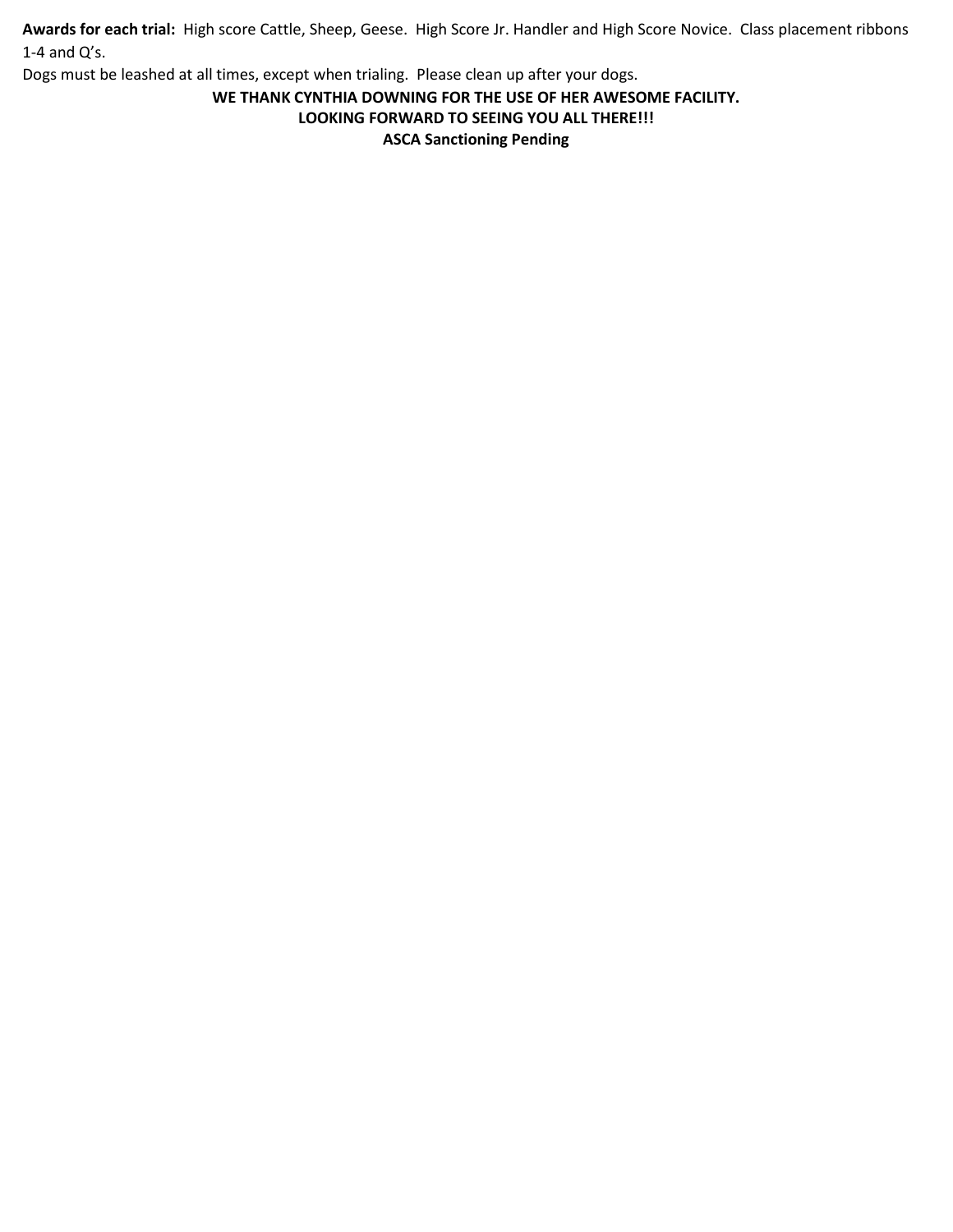**Awards for each trial:** High score Cattle, Sheep, Geese. High Score Jr. Handler and High Score Novice. Class placement ribbons 1-4 and Q's.

Dogs must be leashed at all times, except when trialing. Please clean up after your dogs.

**WE THANK CYNTHIA DOWNING FOR THE USE OF HER AWESOME FACILITY.**

**LOOKING FORWARD TO SEEING YOU ALL THERE!!!**

**ASCA Sanctioning Pending**